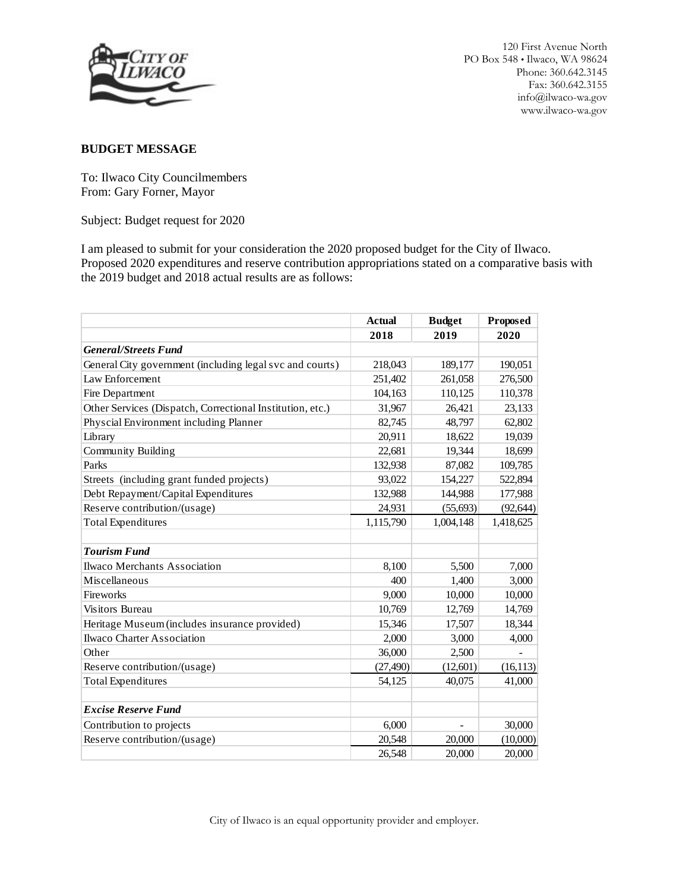120 First Avenue North
PO Box 548 • Ilwaco, WA 98624
Phone: 360.642.3145
Fax: 360.642.3155
info@ilwaco-wa.gov
www.ilwaco-wa.gov

**BUDGET MESSAGE**

To: Ilwaco City Councilmembers
From: Gary Forner, Mayor

Subject: Budget request for 2020

I am pleased to submit for your consideration the 2020 proposed budget for the City of Ilwaco. Proposed 2020 expenditures and reserve contribution appropriations stated on a comparative basis with the 2019 budget and 2018 actual results are as follows:

| | Actual 2018 | Budget 2019 | Proposed 2020 |
|---|---|---|---|
| ***General/Streets Fund*** | | | |
| General City government (including legal svc and courts) | 218,043 | 189,177 | 190,051 |
| Law Enforcement | 251,402 | 261,058 | 276,500 |
| Fire Department | 104,163 | 110,125 | 110,378 |
| Other Services (Dispatch, Correctional Institution, etc.) | 31,967 | 26,421 | 23,133 |
| Physcial Environment including Planner | 82,745 | 48,797 | 62,802 |
| Library | 20,911 | 18,622 | 19,039 |
| Community Building | 22,681 | 19,344 | 18,699 |
| Parks | 132,938 | 87,082 | 109,785 |
| Streets (including grant funded projects) | 93,022 | 154,227 | 522,894 |
| Debt Repayment/Capital Expenditures | 132,988 | 144,988 | 177,988 |
| Reserve contribution/(usage) | 24,931 | (55,693) | (92,644) |
| Total Expenditures | 1,115,790 | 1,004,148 | 1,418,625 |
| | | | |
| ***Tourism Fund*** | | | |
| Ilwaco Merchants Association | 8,100 | 5,500 | 7,000 |
| Miscellaneous | 400 | 1,400 | 3,000 |
| Fireworks | 9,000 | 10,000 | 10,000 |
| Visitors Bureau | 10,769 | 12,769 | 14,769 |
| Heritage Museum (includes insurance provided) | 15,346 | 17,507 | 18,344 |
| Ilwaco Charter Association | 2,000 | 3,000 | 4,000 |
| Other | 36,000 | 2,500 | - |
| Reserve contribution/(usage) | (27,490) | (12,601) | (16,113) |
| Total Expenditures | 54,125 | 40,075 | 41,000 |
| | | | |
| ***Excise Reserve Fund*** | | | |
| Contribution to projects | 6,000 | - | 30,000 |
| Reserve contribution/(usage) | 20,548 | 20,000 | (10,000) |
| | 26,548 | 20,000 | 20,000 |

City of Ilwaco is an equal opportunity provider and employer.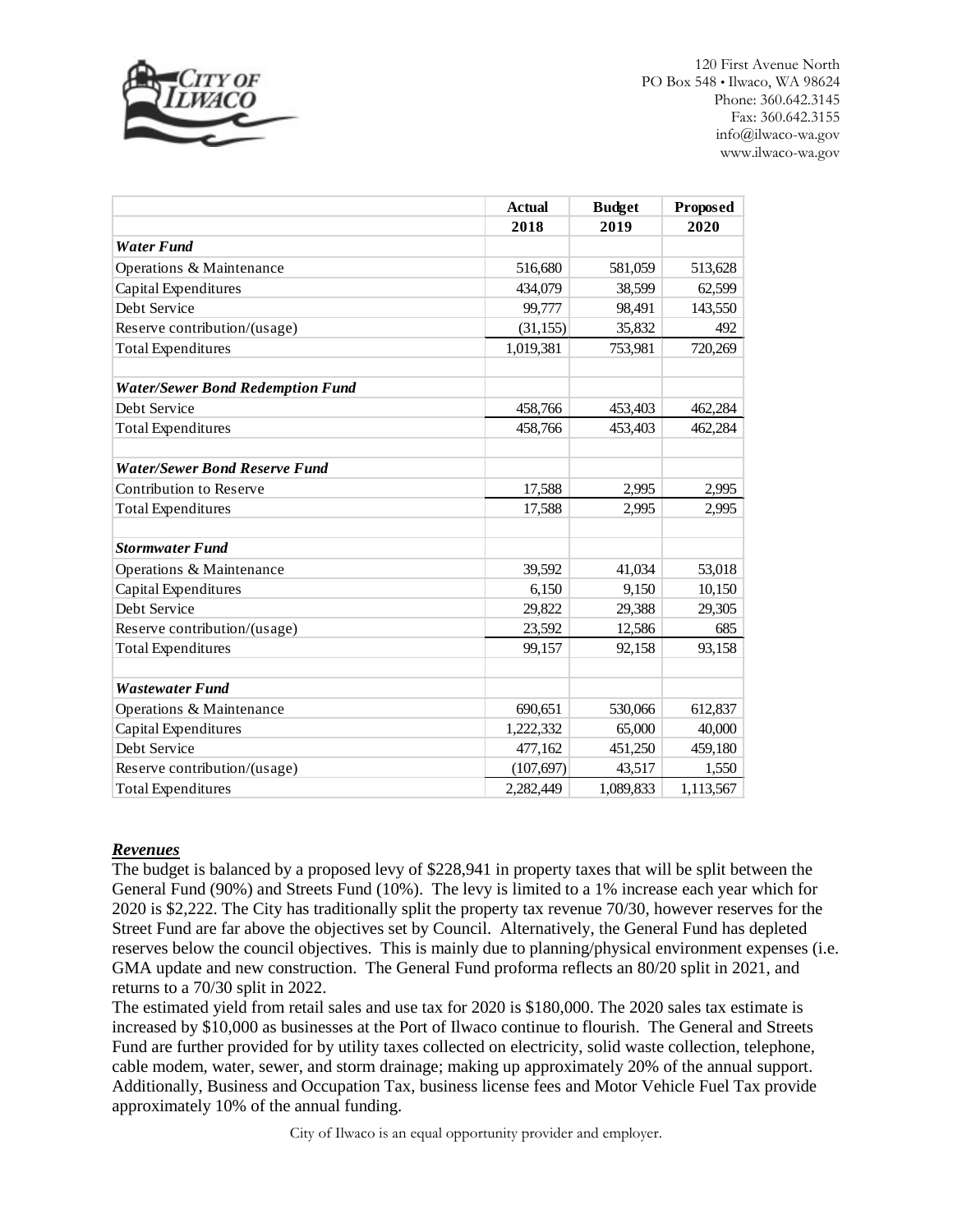120 First Avenue North
PO Box 548 • Ilwaco, WA 98624
Phone: 360.642.3145
Fax: 360.642.3155
info@ilwaco-wa.gov
www.ilwaco-wa.gov

| | Actual 2018 | Budget 2019 | Proposed 2020 |
|---|---|---|---|
| ***Water Fund*** | | | |
| Operations & Maintenance | 516,680 | 581,059 | 513,628 |
| Capital Expenditures | 434,079 | 38,599 | 62,599 |
| Debt Service | 99,777 | 98,491 | 143,550 |
| Reserve contribution/(usage) | (31,155) | 35,832 | 492 |
| Total Expenditures | 1,019,381 | 753,981 | 720,269 |
| | | | |
| ***Water/Sewer Bond Redemption Fund*** | | | |
| Debt Service | 458,766 | 453,403 | 462,284 |
| Total Expenditures | 458,766 | 453,403 | 462,284 |
| | | | |
| ***Water/Sewer Bond Reserve Fund*** | | | |
| Contribution to Reserve | 17,588 | 2,995 | 2,995 |
| Total Expenditures | 17,588 | 2,995 | 2,995 |
| | | | |
| ***Stormwater Fund*** | | | |
| Operations & Maintenance | 39,592 | 41,034 | 53,018 |
| Capital Expenditures | 6,150 | 9,150 | 10,150 |
| Debt Service | 29,822 | 29,388 | 29,305 |
| Reserve contribution/(usage) | 23,592 | 12,586 | 685 |
| Total Expenditures | 99,157 | 92,158 | 93,158 |
| | | | |
| ***Wastewater Fund*** | | | |
| Operations & Maintenance | 690,651 | 530,066 | 612,837 |
| Capital Expenditures | 1,222,332 | 65,000 | 40,000 |
| Debt Service | 477,162 | 451,250 | 459,180 |
| Reserve contribution/(usage) | (107,697) | 43,517 | 1,550 |
| Total Expenditures | 2,282,449 | 1,089,833 | 1,113,567 |

***Revenues***

The budget is balanced by a proposed levy of $228,941 in property taxes that will be split between the General Fund (90%) and Streets Fund (10%). The levy is limited to a 1% increase each year which for 2020 is $2,222. The City has traditionally split the property tax revenue 70/30, however reserves for the Street Fund are far above the objectives set by Council. Alternatively, the General Fund has depleted reserves below the council objectives. This is mainly due to planning/physical environment expenses (i.e. GMA update and new construction. The General Fund proforma reflects an 80/20 split in 2021, and returns to a 70/30 split in 2022.

The estimated yield from retail sales and use tax for 2020 is $180,000. The 2020 sales tax estimate is increased by $10,000 as businesses at the Port of Ilwaco continue to flourish. The General and Streets Fund are further provided for by utility taxes collected on electricity, solid waste collection, telephone, cable modem, water, sewer, and storm drainage; making up approximately 20% of the annual support. Additionally, Business and Occupation Tax, business license fees and Motor Vehicle Fuel Tax provide approximately 10% of the annual funding.

City of Ilwaco is an equal opportunity provider and employer.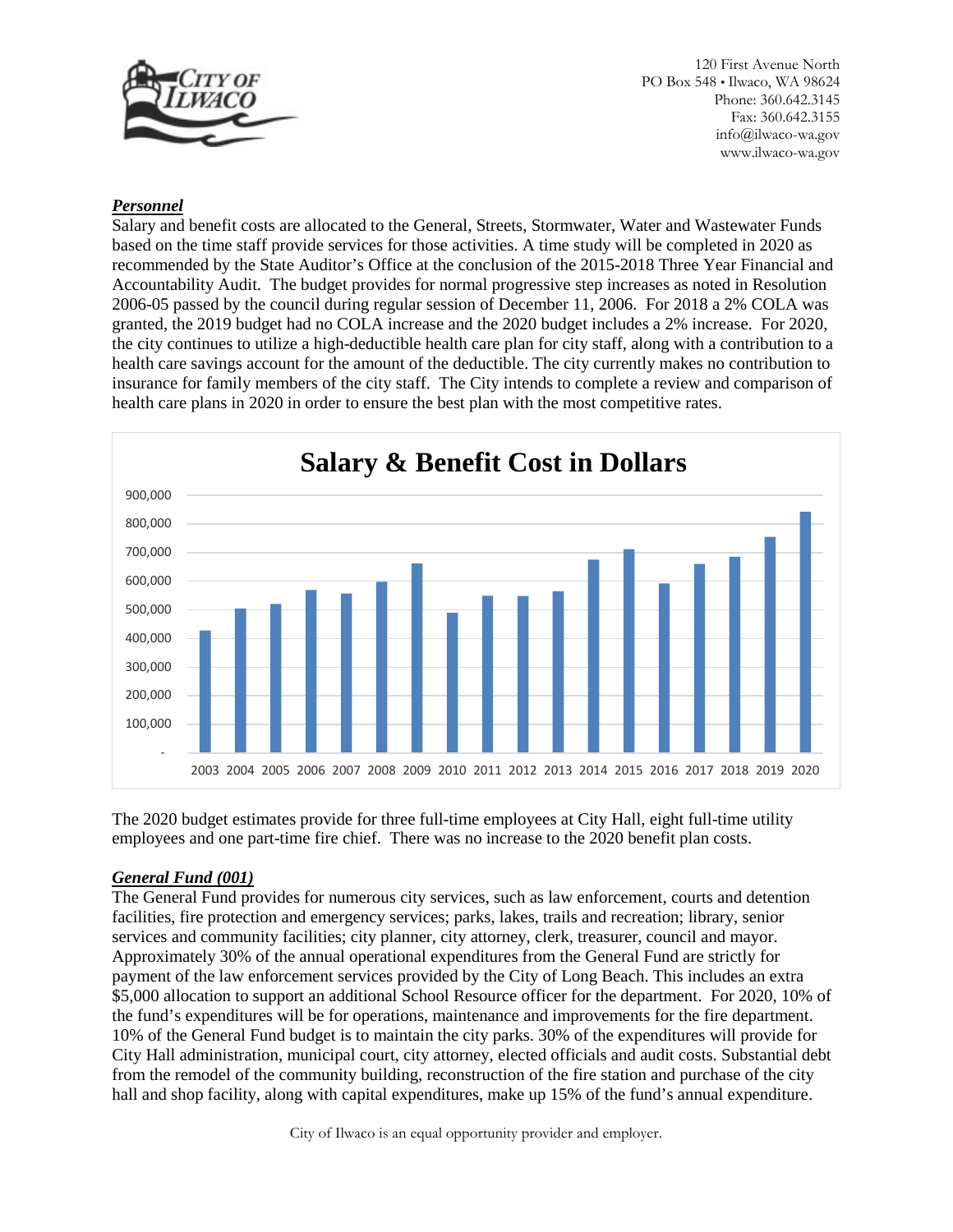## *Personnel*

Salary and benefit costs are allocated to the General, Streets, Stormwater, Water and Wastewater Funds based on the time staff provide services for those activities. A time study will be completed in 2020 as recommended by the State Auditor's Office at the conclusion of the 2015-2018 Three Year Financial and Accountability Audit. The budget provides for normal progressive step increases as noted in Resolution 2006-05 passed by the council during regular session of December 11, 2006. For 2018 a 2% COLA was granted, the 2019 budget had no COLA increase and the 2020 budget includes a 2% increase. For 2020, the city continues to utilize a high-deductible health care plan for city staff, along with a contribution to a health care savings account for the amount of the deductible. The city currently makes no contribution to insurance for family members of the city staff. The City intends to complete a review and comparison of health care plans in 2020 in order to ensure the best plan with the most competitive rates.

**Salary & Benefit Cost in Dollars**

The 2020 budget estimates provide for three full-time employees at City Hall, eight full-time utility employees and one part-time fire chief. There was no increase to the 2020 benefit plan costs.

## *General Fund (001)*

The General Fund provides for numerous city services, such as law enforcement, courts and detention facilities, fire protection and emergency services; parks, lakes, trails and recreation; library, senior services and community facilities; city planner, city attorney, clerk, treasurer, council and mayor. Approximately 30% of the annual operational expenditures from the General Fund are strictly for payment of the law enforcement services provided by the City of Long Beach. This includes an extra $5,000 allocation to support an additional School Resource officer for the department. For 2020, 10% of the fund's expenditures will be for operations, maintenance and improvements for the fire department. 10% of the General Fund budget is to maintain the city parks. 30% of the expenditures will provide for City Hall administration, municipal court, city attorney, elected officials and audit costs. Substantial debt from the remodel of the community building, reconstruction of the fire station and purchase of the city hall and shop facility, along with capital expenditures, make up 15% of the fund's annual expenditure.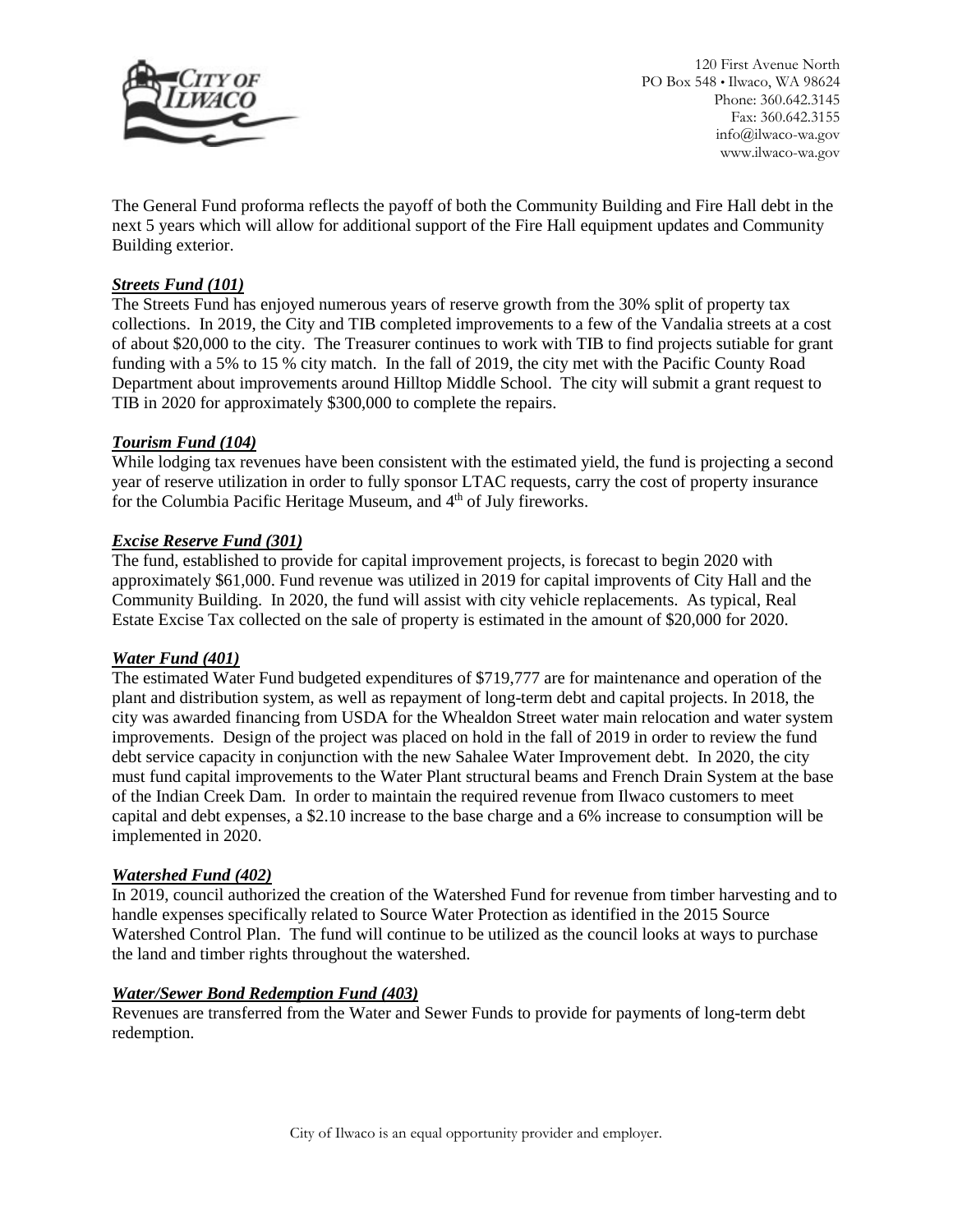The General Fund proforma reflects the payoff of both the Community Building and Fire Hall debt in the next 5 years which will allow for additional support of the Fire Hall equipment updates and Community Building exterior.

***Streets Fund (101)***

The Streets Fund has enjoyed numerous years of reserve growth from the 30% split of property tax collections. In 2019, the City and TIB completed improvements to a few of the Vandalia streets at a cost of about $20,000 to the city. The Treasurer continues to work with TIB to find projects sutiable for grant funding with a 5% to 15 % city match. In the fall of 2019, the city met with the Pacific County Road Department about improvements around Hilltop Middle School. The city will submit a grant request to TIB in 2020 for approximately $300,000 to complete the repairs.

***Tourism Fund (104)***

While lodging tax revenues have been consistent with the estimated yield, the fund is projecting a second year of reserve utilization in order to fully sponsor LTAC requests, carry the cost of property insurance for the Columbia Pacific Heritage Museum, and 4th of July fireworks.

***Excise Reserve Fund (301)***

The fund, established to provide for capital improvement projects, is forecast to begin 2020 with approximately $61,000. Fund revenue was utilized in 2019 for capital improvents of City Hall and the Community Building. In 2020, the fund will assist with city vehicle replacements. As typical, Real Estate Excise Tax collected on the sale of property is estimated in the amount of $20,000 for 2020.

***Water Fund (401)***

The estimated Water Fund budgeted expenditures of $719,777 are for maintenance and operation of the plant and distribution system, as well as repayment of long-term debt and capital projects. In 2018, the city was awarded financing from USDA for the Whealdon Street water main relocation and water system improvements. Design of the project was placed on hold in the fall of 2019 in order to review the fund debt service capacity in conjunction with the new Sahalee Water Improvement debt. In 2020, the city must fund capital improvements to the Water Plant structural beams and French Drain System at the base of the Indian Creek Dam. In order to maintain the required revenue from Ilwaco customers to meet capital and debt expenses, a $2.10 increase to the base charge and a 6% increase to consumption will be implemented in 2020.

***Watershed Fund (402)***

In 2019, council authorized the creation of the Watershed Fund for revenue from timber harvesting and to handle expenses specifically related to Source Water Protection as identified in the 2015 Source Watershed Control Plan. The fund will continue to be utilized as the council looks at ways to purchase the land and timber rights throughout the watershed.

***Water/Sewer Bond Redemption Fund (403)***

Revenues are transferred from the Water and Sewer Funds to provide for payments of long-term debt redemption.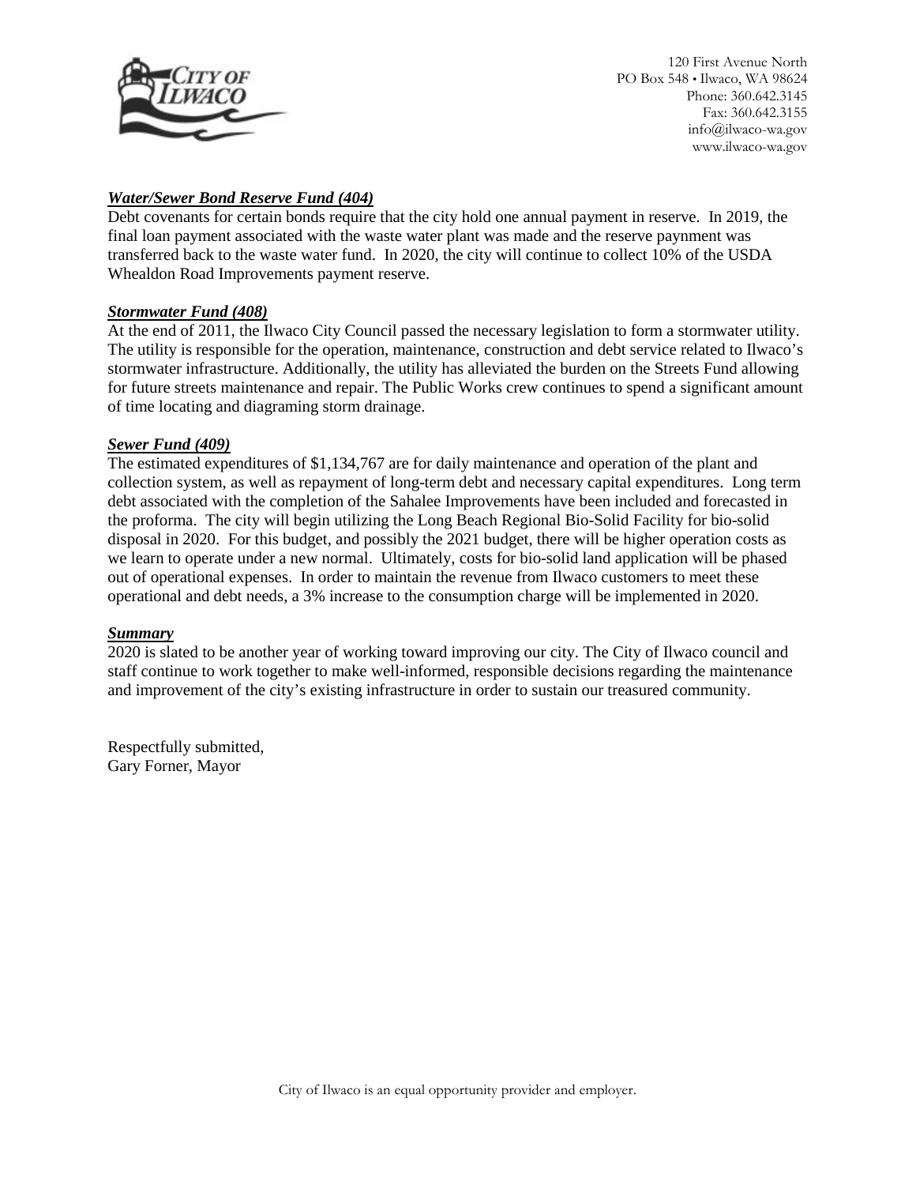***Water/Sewer Bond Reserve Fund (404)***

Debt covenants for certain bonds require that the city hold one annual payment in reserve. In 2019, the final loan payment associated with the waste water plant was made and the reserve paynment was transferred back to the waste water fund. In 2020, the city will continue to collect 10% of the USDA Whealdon Road Improvements payment reserve.

***Stormwater Fund (408)***

At the end of 2011, the Ilwaco City Council passed the necessary legislation to form a stormwater utility. The utility is responsible for the operation, maintenance, construction and debt service related to Ilwaco's stormwater infrastructure. Additionally, the utility has alleviated the burden on the Streets Fund allowing for future streets maintenance and repair. The Public Works crew continues to spend a significant amount of time locating and diagraming storm drainage.

***Sewer Fund (409)***

The estimated expenditures of $1,134,767 are for daily maintenance and operation of the plant and collection system, as well as repayment of long-term debt and necessary capital expenditures. Long term debt associated with the completion of the Sahalee Improvements have been included and forecasted in the proforma. The city will begin utilizing the Long Beach Regional Bio-Solid Facility for bio-solid disposal in 2020. For this budget, and possibly the 2021 budget, there will be higher operation costs as we learn to operate under a new normal. Ultimately, costs for bio-solid land application will be phased out of operational expenses. In order to maintain the revenue from Ilwaco customers to meet these operational and debt needs, a 3% increase to the consumption charge will be implemented in 2020.

***Summary***

2020 is slated to be another year of working toward improving our city. The City of Ilwaco council and staff continue to work together to make well-informed, responsible decisions regarding the maintenance and improvement of the city's existing infrastructure in order to sustain our treasured community.

Respectfully submitted,
Gary Forner, Mayor